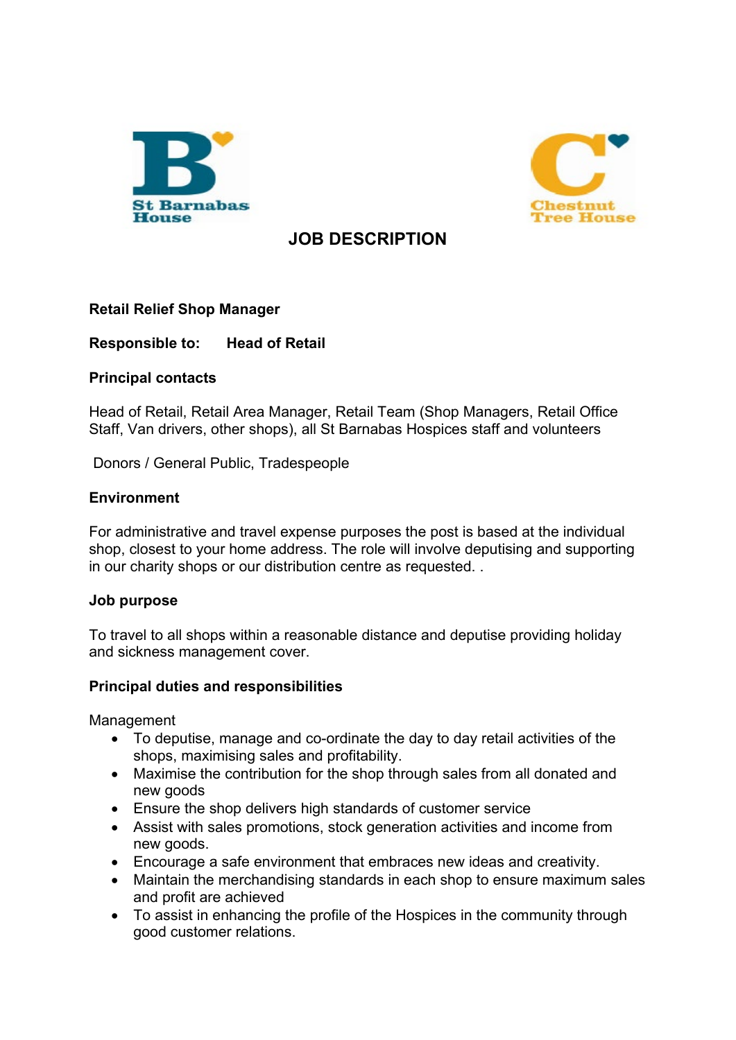St Barnabas House

Chestnut Tree House

# JOB DESCRIPTION

**Retail Relief Shop Manager**

**Responsible to:** **Head of Retail**

**Principal contacts**

Head of Retail, Retail Area Manager, Retail Team (Shop Managers, Retail Office Staff, Van drivers, other shops), all St Barnabas Hospices staff and volunteers

Donors / General Public, Tradespeople

**Environment**

For administrative and travel expense purposes the post is based at the individual shop, closest to your home address. The role will involve deputising and supporting in our charity shops or our distribution centre as requested. .

**Job purpose**

To travel to all shops within a reasonable distance and deputise providing holiday and sickness management cover.

**Principal duties and responsibilities**

Management

- To deputise, manage and co-ordinate the day to day retail activities of the shops, maximising sales and profitability.
- Maximise the contribution for the shop through sales from all donated and new goods
- Ensure the shop delivers high standards of customer service
- Assist with sales promotions, stock generation activities and income from new goods.
- Encourage a safe environment that embraces new ideas and creativity.
- Maintain the merchandising standards in each shop to ensure maximum sales and profit are achieved
- To assist in enhancing the profile of the Hospices in the community through good customer relations.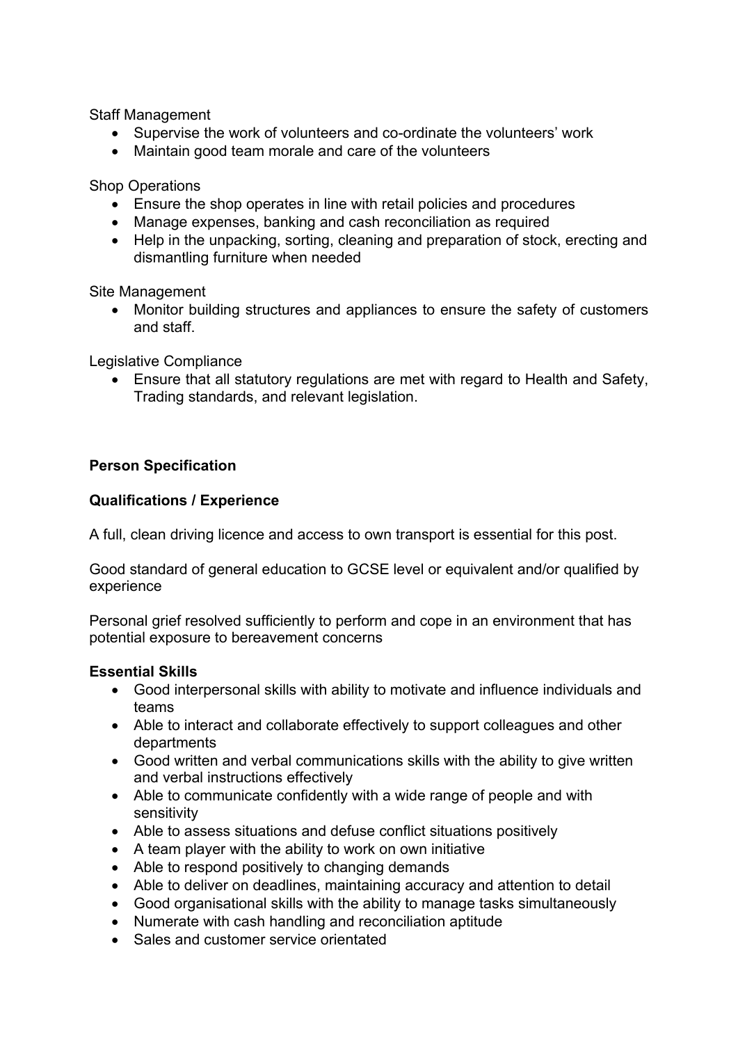Staff Management

- Supervise the work of volunteers and co-ordinate the volunteers' work
- Maintain good team morale and care of the volunteers

Shop Operations

- Ensure the shop operates in line with retail policies and procedures
- Manage expenses, banking and cash reconciliation as required
- Help in the unpacking, sorting, cleaning and preparation of stock, erecting and dismantling furniture when needed

Site Management

- Monitor building structures and appliances to ensure the safety of customers and staff.

Legislative Compliance

- Ensure that all statutory regulations are met with regard to Health and Safety, Trading standards, and relevant legislation.

**Person Specification**

**Qualifications / Experience**

A full, clean driving licence and access to own transport is essential for this post.

Good standard of general education to GCSE level or equivalent and/or qualified by experience

Personal grief resolved sufficiently to perform and cope in an environment that has potential exposure to bereavement concerns

**Essential Skills**

- Good interpersonal skills with ability to motivate and influence individuals and teams
- Able to interact and collaborate effectively to support colleagues and other departments
- Good written and verbal communications skills with the ability to give written and verbal instructions effectively
- Able to communicate confidently with a wide range of people and with sensitivity
- Able to assess situations and defuse conflict situations positively
- A team player with the ability to work on own initiative
- Able to respond positively to changing demands
- Able to deliver on deadlines, maintaining accuracy and attention to detail
- Good organisational skills with the ability to manage tasks simultaneously
- Numerate with cash handling and reconciliation aptitude
- Sales and customer service orientated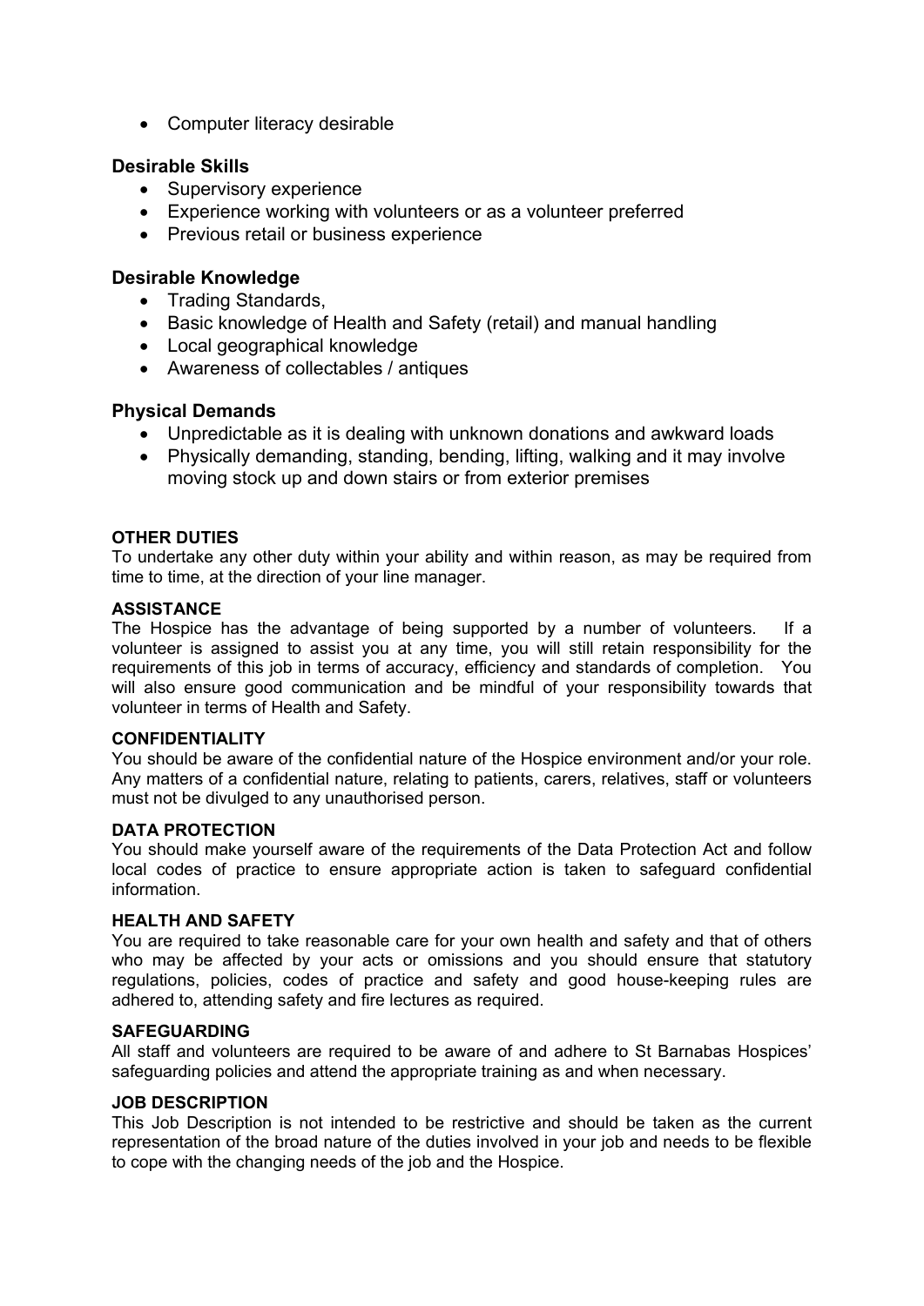- Computer literacy desirable

### Desirable Skills

- Supervisory experience
- Experience working with volunteers or as a volunteer preferred
- Previous retail or business experience

### Desirable Knowledge

- Trading Standards,
- Basic knowledge of Health and Safety (retail) and manual handling
- Local geographical knowledge
- Awareness of collectables / antiques

### Physical Demands

- Unpredictable as it is dealing with unknown donations and awkward loads
- Physically demanding, standing, bending, lifting, walking and it may involve moving stock up and down stairs or from exterior premises

**OTHER DUTIES**

To undertake any other duty within your ability and within reason, as may be required from time to time, at the direction of your line manager.

**ASSISTANCE**

The Hospice has the advantage of being supported by a number of volunteers. If a volunteer is assigned to assist you at any time, you will still retain responsibility for the requirements of this job in terms of accuracy, efficiency and standards of completion. You will also ensure good communication and be mindful of your responsibility towards that volunteer in terms of Health and Safety.

**CONFIDENTIALITY**

You should be aware of the confidential nature of the Hospice environment and/or your role. Any matters of a confidential nature, relating to patients, carers, relatives, staff or volunteers must not be divulged to any unauthorised person.

**DATA PROTECTION**

You should make yourself aware of the requirements of the Data Protection Act and follow local codes of practice to ensure appropriate action is taken to safeguard confidential information.

**HEALTH AND SAFETY**

You are required to take reasonable care for your own health and safety and that of others who may be affected by your acts or omissions and you should ensure that statutory regulations, policies, codes of practice and safety and good house-keeping rules are adhered to, attending safety and fire lectures as required.

**SAFEGUARDING**

All staff and volunteers are required to be aware of and adhere to St Barnabas Hospices' safeguarding policies and attend the appropriate training as and when necessary.

**JOB DESCRIPTION**

This Job Description is not intended to be restrictive and should be taken as the current representation of the broad nature of the duties involved in your job and needs to be flexible to cope with the changing needs of the job and the Hospice.